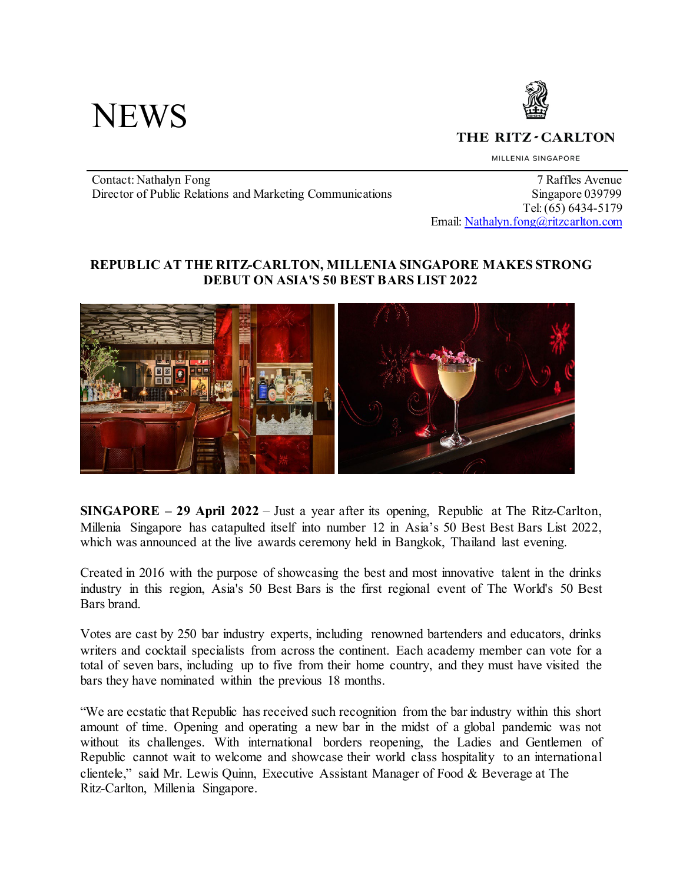# NEWS

THE RITZ-CARLTON

MILLENIA SINGAPORE

Contact: Nathalyn Fong
Director of Public Relations and Marketing Communications

7 Raffles Avenue
Singapore 039799
Tel: (65) 6434-5179
Email: Nathalyn.fong@ritzcarlton.com

**REPUBLIC AT THE RITZ-CARLTON, MILLENIA SINGAPORE MAKES STRONG DEBUT ON ASIA'S 50 BEST BARS LIST 2022**

**SINGAPORE – 29 April 2022** – Just a year after its opening, Republic at The Ritz-Carlton, Millenia Singapore has catapulted itself into number 12 in Asia's 50 Best Best Bars List 2022, which was announced at the live awards ceremony held in Bangkok, Thailand last evening.

Created in 2016 with the purpose of showcasing the best and most innovative talent in the drinks industry in this region, Asia's 50 Best Bars is the first regional event of The World's 50 Best Bars brand.

Votes are cast by 250 bar industry experts, including renowned bartenders and educators, drinks writers and cocktail specialists from across the continent. Each academy member can vote for a total of seven bars, including up to five from their home country, and they must have visited the bars they have nominated within the previous 18 months.

"We are ecstatic that Republic has received such recognition from the bar industry within this short amount of time. Opening and operating a new bar in the midst of a global pandemic was not without its challenges. With international borders reopening, the Ladies and Gentlemen of Republic cannot wait to welcome and showcase their world class hospitality to an international clientele," said Mr. Lewis Quinn, Executive Assistant Manager of Food & Beverage at The Ritz-Carlton, Millenia Singapore.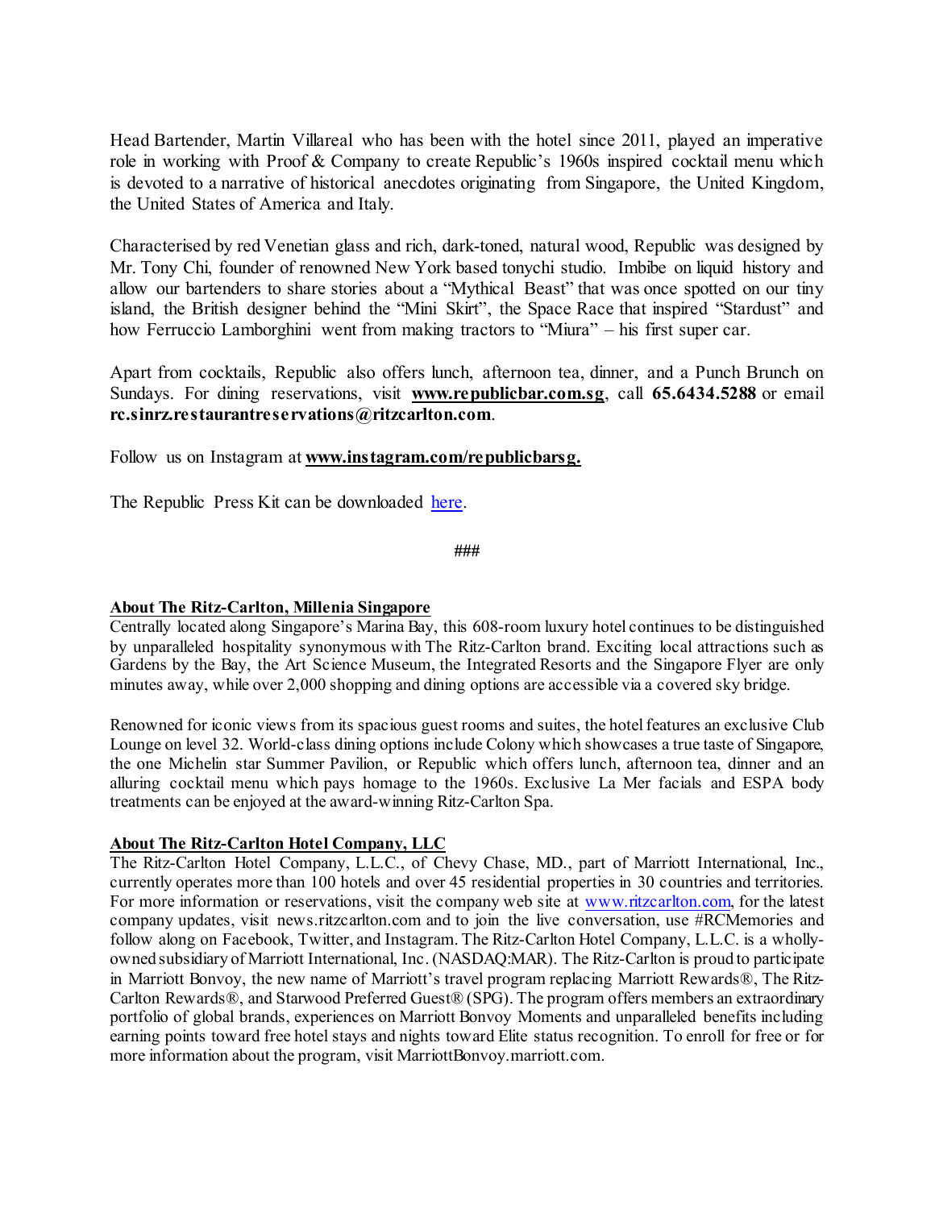Head Bartender, Martin Villareal who has been with the hotel since 2011, played an imperative role in working with Proof & Company to create Republic's 1960s inspired cocktail menu which is devoted to a narrative of historical anecdotes originating from Singapore, the United Kingdom, the United States of America and Italy.

Characterised by red Venetian glass and rich, dark-toned, natural wood, Republic was designed by Mr. Tony Chi, founder of renowned New York based tonychi studio. Imbibe on liquid history and allow our bartenders to share stories about a "Mythical Beast" that was once spotted on our tiny island, the British designer behind the "Mini Skirt", the Space Race that inspired "Stardust" and how Ferruccio Lamborghini went from making tractors to "Miura" – his first super car.

Apart from cocktails, Republic also offers lunch, afternoon tea, dinner, and a Punch Brunch on Sundays. For dining reservations, visit **www.republicbar.com.sg**, call **65.6434.5288** or email **rc.sinrz.restaurantreservations@ritzcarlton.com**.

Follow us on Instagram at **www.instagram.com/republicbarsg.**

The Republic Press Kit can be downloaded here.

###

**About The Ritz-Carlton, Millenia Singapore**

Centrally located along Singapore's Marina Bay, this 608-room luxury hotel continues to be distinguished by unparalleled hospitality synonymous with The Ritz-Carlton brand. Exciting local attractions such as Gardens by the Bay, the Art Science Museum, the Integrated Resorts and the Singapore Flyer are only minutes away, while over 2,000 shopping and dining options are accessible via a covered sky bridge.

Renowned for iconic views from its spacious guest rooms and suites, the hotel features an exclusive Club Lounge on level 32. World-class dining options include Colony which showcases a true taste of Singapore, the one Michelin star Summer Pavilion, or Republic which offers lunch, afternoon tea, dinner and an alluring cocktail menu which pays homage to the 1960s. Exclusive La Mer facials and ESPA body treatments can be enjoyed at the award-winning Ritz-Carlton Spa.

**About The Ritz-Carlton Hotel Company, LLC**

The Ritz-Carlton Hotel Company, L.L.C., of Chevy Chase, MD., part of Marriott International, Inc., currently operates more than 100 hotels and over 45 residential properties in 30 countries and territories. For more information or reservations, visit the company web site at www.ritzcarlton.com, for the latest company updates, visit news.ritzcarlton.com and to join the live conversation, use #RCMemories and follow along on Facebook, Twitter, and Instagram. The Ritz-Carlton Hotel Company, L.L.C. is a wholly-owned subsidiary of Marriott International, Inc. (NASDAQ:MAR). The Ritz-Carlton is proud to participate in Marriott Bonvoy, the new name of Marriott's travel program replacing Marriott Rewards®, The Ritz-Carlton Rewards®, and Starwood Preferred Guest® (SPG). The program offers members an extraordinary portfolio of global brands, experiences on Marriott Bonvoy Moments and unparalleled benefits including earning points toward free hotel stays and nights toward Elite status recognition. To enroll for free or for more information about the program, visit MarriottBonvoy.marriott.com.